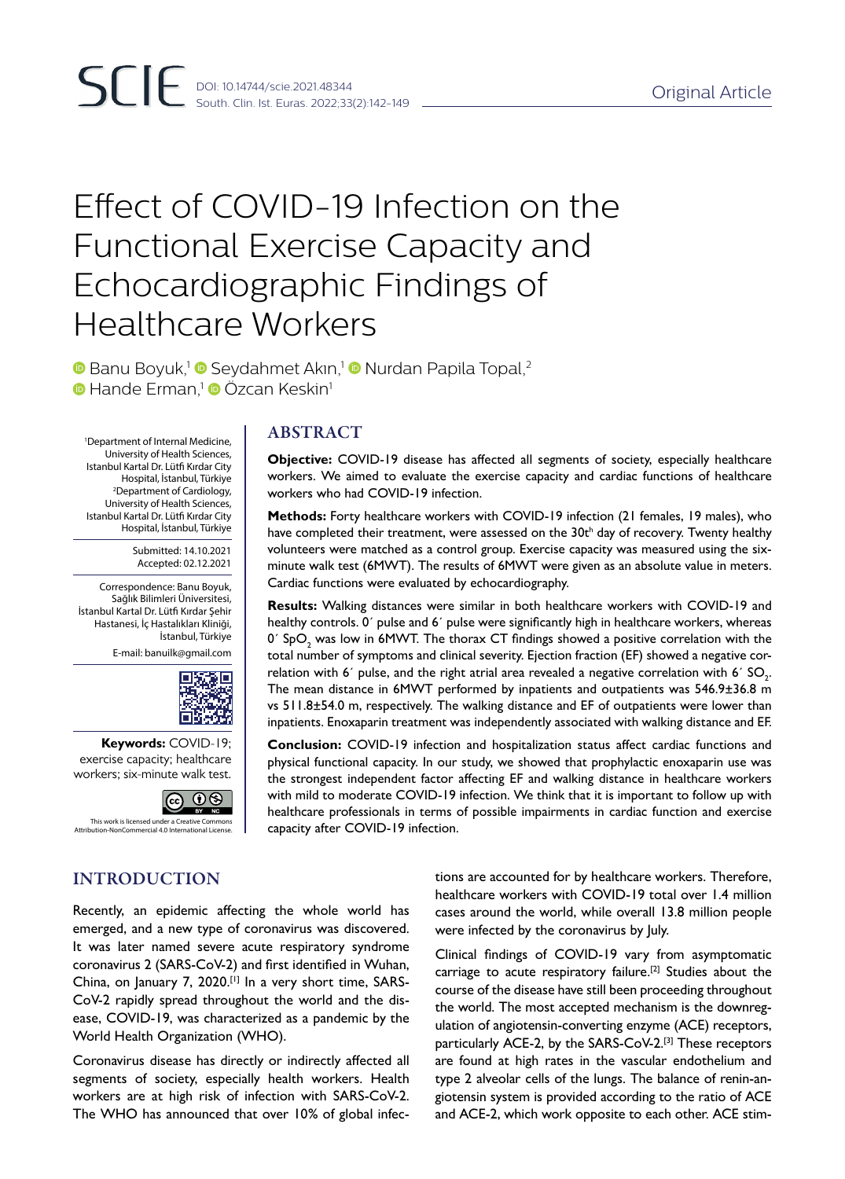Original Article

# Effect of COVID-19 Infection on the Functional Exercise Capacity and Echocardiographic Findings of Healthcare Workers

Banu Boyuk,[1] Seydahmet Akın,[1] Nurdan Papila Topal,[2] Hande Erman,[1] Özcan Keskin[1]

[1]Department of Internal Medicine, University of Health Sciences, Istanbul Kartal Dr. Lütfi Kırdar City Hospital, İstanbul, Türkiye
[2]Department of Cardiology, University of Health Sciences, Istanbul Kartal Dr. Lütfi Kırdar City Hospital, İstanbul, Türkiye

Submitted: 14.10.2021
Accepted: 02.12.2021

Correspondence: Banu Boyuk, Sağlık Bilimleri Üniversitesi, İstanbul Kartal Dr. Lütfi Kırdar Şehir Hastanesi, İç Hastalıkları Kliniği, İstanbul, Türkiye

E-mail: banuilk@gmail.com

**Keywords:** COVID-19; exercise capacity; healthcare workers; six-minute walk test.

This work is licensed under a Creative Commons Attribution-NonCommercial 4.0 International License.

## ABSTRACT

**Objective:** COVID-19 disease has affected all segments of society, especially healthcare workers. We aimed to evaluate the exercise capacity and cardiac functions of healthcare workers who had COVID-19 infection.

**Methods:** Forty healthcare workers with COVID-19 infection (21 females, 19 males), who have completed their treatment, were assessed on the 30t[h] day of recovery. Twenty healthy volunteers were matched as a control group. Exercise capacity was measured using the six-minute walk test (6MWT). The results of 6MWT were given as an absolute value in meters. Cardiac functions were evaluated by echocardiography.

**Results:** Walking distances were similar in both healthcare workers with COVID-19 and healthy controls. 0´ pulse and 6´ pulse were significantly high in healthcare workers, whereas 0´ $SpO_2$ was low in 6MWT. The thorax CT findings showed a positive correlation with the total number of symptoms and clinical severity. Ejection fraction (EF) showed a negative correlation with 6´ pulse, and the right atrial area revealed a negative correlation with 6´ $SO_2$. The mean distance in 6MWT performed by inpatients and outpatients was 546.9±36.8 m vs 511.8±54.0 m, respectively. The walking distance and EF of outpatients were lower than inpatients. Enoxaparin treatment was independently associated with walking distance and EF.

**Conclusion:** COVID-19 infection and hospitalization status affect cardiac functions and physical functional capacity. In our study, we showed that prophylactic enoxaparin use was the strongest independent factor affecting EF and walking distance in healthcare workers with mild to moderate COVID-19 infection. We think that it is important to follow up with healthcare professionals in terms of possible impairments in cardiac function and exercise capacity after COVID-19 infection.

## INTRODUCTION

Recently, an epidemic affecting the whole world has emerged, and a new type of coronavirus was discovered. It was later named severe acute respiratory syndrome coronavirus 2 (SARS-CoV-2) and first identified in Wuhan, China, on January 7, 2020.[1] In a very short time, SARS-CoV-2 rapidly spread throughout the world and the disease, COVID-19, was characterized as a pandemic by the World Health Organization (WHO).

Coronavirus disease has directly or indirectly affected all segments of society, especially health workers. Health workers are at high risk of infection with SARS-CoV-2. The WHO has announced that over 10% of global infections are accounted for by healthcare workers. Therefore, healthcare workers with COVID-19 total over 1.4 million cases around the world, while overall 13.8 million people were infected by the coronavirus by July.

Clinical findings of COVID-19 vary from asymptomatic carriage to acute respiratory failure.[2] Studies about the course of the disease have still been proceeding throughout the world. The most accepted mechanism is the downregulation of angiotensin-converting enzyme (ACE) receptors, particularly ACE-2, by the SARS-CoV-2.[3] These receptors are found at high rates in the vascular endothelium and type 2 alveolar cells of the lungs. The balance of renin-angiotensin system is provided according to the ratio of ACE and ACE-2, which work opposite to each other. ACE stim-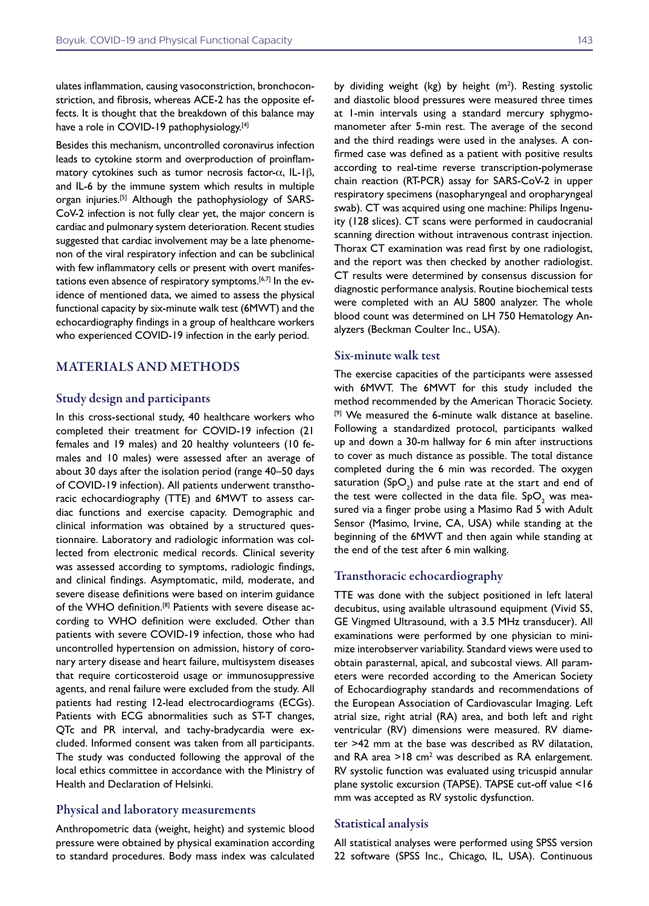ulates inflammation, causing vasoconstriction, bronchoconstriction, and fibrosis, whereas ACE-2 has the opposite effects. It is thought that the breakdown of this balance may have a role in COVID-19 pathophysiology.[4]

Besides this mechanism, uncontrolled coronavirus infection leads to cytokine storm and overproduction of proinflammatory cytokines such as tumor necrosis factor-$\alpha$, IL-1$\beta$, and IL-6 by the immune system which results in multiple organ injuries.[5] Although the pathophysiology of SARS-CoV-2 infection is not fully clear yet, the major concern is cardiac and pulmonary system deterioration. Recent studies suggested that cardiac involvement may be a late phenomenon of the viral respiratory infection and can be subclinical with few inflammatory cells or present with overt manifestations even absence of respiratory symptoms.[6,7] In the evidence of mentioned data, we aimed to assess the physical functional capacity by six-minute walk test (6MWT) and the echocardiography findings in a group of healthcare workers who experienced COVID-19 infection in the early period.

## MATERIALS AND METHODS

### Study design and participants

In this cross-sectional study, 40 healthcare workers who completed their treatment for COVID-19 infection (21 females and 19 males) and 20 healthy volunteers (10 females and 10 males) were assessed after an average of about 30 days after the isolation period (range 40–50 days of COVID-19 infection). All patients underwent transthoracic echocardiography (TTE) and 6MWT to assess cardiac functions and exercise capacity. Demographic and clinical information was obtained by a structured questionnaire. Laboratory and radiologic information was collected from electronic medical records. Clinical severity was assessed according to symptoms, radiologic findings, and clinical findings. Asymptomatic, mild, moderate, and severe disease definitions were based on interim guidance of the WHO definition.[8] Patients with severe disease according to WHO definition were excluded. Other than patients with severe COVID-19 infection, those who had uncontrolled hypertension on admission, history of coronary artery disease and heart failure, multisystem diseases that require corticosteroid usage or immunosuppressive agents, and renal failure were excluded from the study. All patients had resting 12-lead electrocardiograms (ECGs). Patients with ECG abnormalities such as ST-T changes, QTc and PR interval, and tachy-bradycardia were excluded. Informed consent was taken from all participants. The study was conducted following the approval of the local ethics committee in accordance with the Ministry of Health and Declaration of Helsinki.

### Physical and laboratory measurements

Anthropometric data (weight, height) and systemic blood pressure were obtained by physical examination according to standard procedures. Body mass index was calculated by dividing weight (kg) by height ($m^2$). Resting systolic and diastolic blood pressures were measured three times at 1-min intervals using a standard mercury sphygmomanometer after 5-min rest. The average of the second and the third readings were used in the analyses. A confirmed case was defined as a patient with positive results according to real-time reverse transcription-polymerase chain reaction (RT-PCR) assay for SARS-CoV-2 in upper respiratory specimens (nasopharyngeal and oropharyngeal swab). CT was acquired using one machine: Philips Ingenuity (128 slices). CT scans were performed in caudocranial scanning direction without intravenous contrast injection. Thorax CT examination was read first by one radiologist, and the report was then checked by another radiologist. CT results were determined by consensus discussion for diagnostic performance analysis. Routine biochemical tests were completed with an AU 5800 analyzer. The whole blood count was determined on LH 750 Hematology Analyzers (Beckman Coulter Inc., USA).

### Six-minute walk test

The exercise capacities of the participants were assessed with 6MWT. The 6MWT for this study included the method recommended by the American Thoracic Society.[9] We measured the 6-minute walk distance at baseline. Following a standardized protocol, participants walked up and down a 30-m hallway for 6 min after instructions to cover as much distance as possible. The total distance completed during the 6 min was recorded. The oxygen saturation ($SpO_2$) and pulse rate at the start and end of the test were collected in the data file. $SpO_2$ was measured via a finger probe using a Masimo Rad 5 with Adult Sensor (Masimo, Irvine, CA, USA) while standing at the beginning of the 6MWT and then again while standing at the end of the test after 6 min walking.

### Transthoracic echocardiography

TTE was done with the subject positioned in left lateral decubitus, using available ultrasound equipment (Vivid S5, GE Vingmed Ultrasound, with a 3.5 MHz transducer). All examinations were performed by one physician to minimize interobserver variability. Standard views were used to obtain parasternal, apical, and subcostal views. All parameters were recorded according to the American Society of Echocardiography standards and recommendations of the European Association of Cardiovascular Imaging. Left atrial size, right atrial (RA) area, and both left and right ventricular (RV) dimensions were measured. RV diameter >42 mm at the base was described as RV dilatation, and RA area >18 $cm^2$ was described as RA enlargement. RV systolic function was evaluated using tricuspid annular plane systolic excursion (TAPSE). TAPSE cut-off value <16 mm was accepted as RV systolic dysfunction.

### Statistical analysis

All statistical analyses were performed using SPSS version 22 software (SPSS Inc., Chicago, IL, USA). Continuous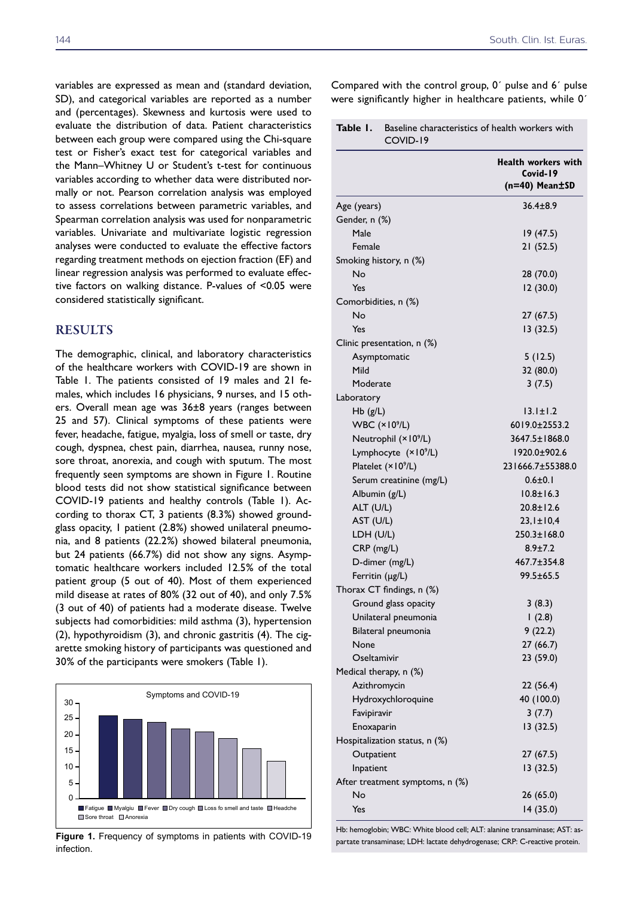variables are expressed as mean and (standard deviation, SD), and categorical variables are reported as a number and (percentages). Skewness and kurtosis were used to evaluate the distribution of data. Patient characteristics between each group were compared using the Chi-square test or Fisher's exact test for categorical variables and the Mann–Whitney U or Student's t-test for continuous variables according to whether data were distributed normally or not. Pearson correlation analysis was employed to assess correlations between parametric variables, and Spearman correlation analysis was used for nonparametric variables. Univariate and multivariate logistic regression analyses were conducted to evaluate the effective factors regarding treatment methods on ejection fraction (EF) and linear regression analysis was performed to evaluate effective factors on walking distance. P-values of <0.05 were considered statistically significant.

## RESULTS

The demographic, clinical, and laboratory characteristics of the healthcare workers with COVID-19 are shown in Table 1. The patients consisted of 19 males and 21 females, which includes 16 physicians, 9 nurses, and 15 others. Overall mean age was 36±8 years (ranges between 25 and 57). Clinical symptoms of these patients were fever, headache, fatigue, myalgia, loss of smell or taste, dry cough, dyspnea, chest pain, diarrhea, nausea, runny nose, sore throat, anorexia, and cough with sputum. The most frequently seen symptoms are shown in Figure 1. Routine blood tests did not show statistical significance between COVID-19 patients and healthy controls (Table 1). According to thorax CT, 3 patients (8.3%) showed ground-glass opacity, 1 patient (2.8%) showed unilateral pneumonia, and 8 patients (22.2%) showed bilateral pneumonia, but 24 patients (66.7%) did not show any signs. Asymptomatic healthcare workers included 12.5% of the total patient group (5 out of 40). Most of them experienced mild disease at rates of 80% (32 out of 40), and only 7.5% (3 out of 40) of patients had a moderate disease. Twelve subjects had comorbidities: mild asthma (3), hypertension (2), hypothyroidism (3), and chronic gastritis (4). The cigarette smoking history of participants was questioned and 30% of the participants were smokers (Table 1).

Figure 1. Frequency of symptoms in patients with COVID-19 infection.

Compared with the control group, 0′ pulse and 6′ pulse were significantly higher in healthcare patients, while 0′

**Table 1.** Baseline characteristics of health workers with COVID-19

| | Health workers with Covid-19 (n=40) Mean±SD |
|---|---|
| Age (years) | 36.4±8.9 |
| Gender, n (%) | |
| Male | 19 (47.5) |
| Female | 21 (52.5) |
| Smoking history, n (%) | |
| No | 28 (70.0) |
| Yes | 12 (30.0) |
| Comorbidities, n (%) | |
| No | 27 (67.5) |
| Yes | 13 (32.5) |
| Clinic presentation, n (%) | |
| Asymptomatic | 5 (12.5) |
| Mild | 32 (80.0) |
| Moderate | 3 (7.5) |
| Laboratory | |
| Hb (g/L) | 13.1±1.2 |
| WBC ($\times 10^9$/L) | 6019.0±2553.2 |
| Neutrophil ($\times 10^9$/L) | 3647.5±1868.0 |
| Lymphocyte ($\times 10^9$/L) | 1920.0±902.6 |
| Platelet ($\times 10^9$/L) | 231666.7±55388.0 |
| Serum creatinine (mg/L) | 0.6±0.1 |
| Albumin (g/L) | 10.8±16.3 |
| ALT (U/L) | 20.8±12.6 |
| AST (U/L) | 23,1±10,4 |
| LDH (U/L) | 250.3±168.0 |
| CRP (mg/L) | 8.9±7.2 |
| D-dimer (mg/L) | 467.7±354.8 |
| Ferritin (μg/L) | 99.5±65.5 |
| Thorax CT findings, n (%) | |
| Ground glass opacity | 3 (8.3) |
| Unilateral pneumonia | 1 (2.8) |
| Bilateral pneumonia | 9 (22.2) |
| None | 27 (66.7) |
| Oseltamivir | 23 (59.0) |
| Medical therapy, n (%) | |
| Azithromycin | 22 (56.4) |
| Hydroxychloroquine | 40 (100.0) |
| Favipiravir | 3 (7.7) |
| Enoxaparin | 13 (32.5) |
| Hospitalization status, n (%) | |
| Outpatient | 27 (67.5) |
| Inpatient | 13 (32.5) |
| After treatment symptoms, n (%) | |
| No | 26 (65.0) |
| Yes | 14 (35.0) |

Hb: hemoglobin; WBC: White blood cell; ALT: alanine transaminase; AST: aspartate transaminase; LDH: lactate dehydrogenase; CRP: C-reactive protein.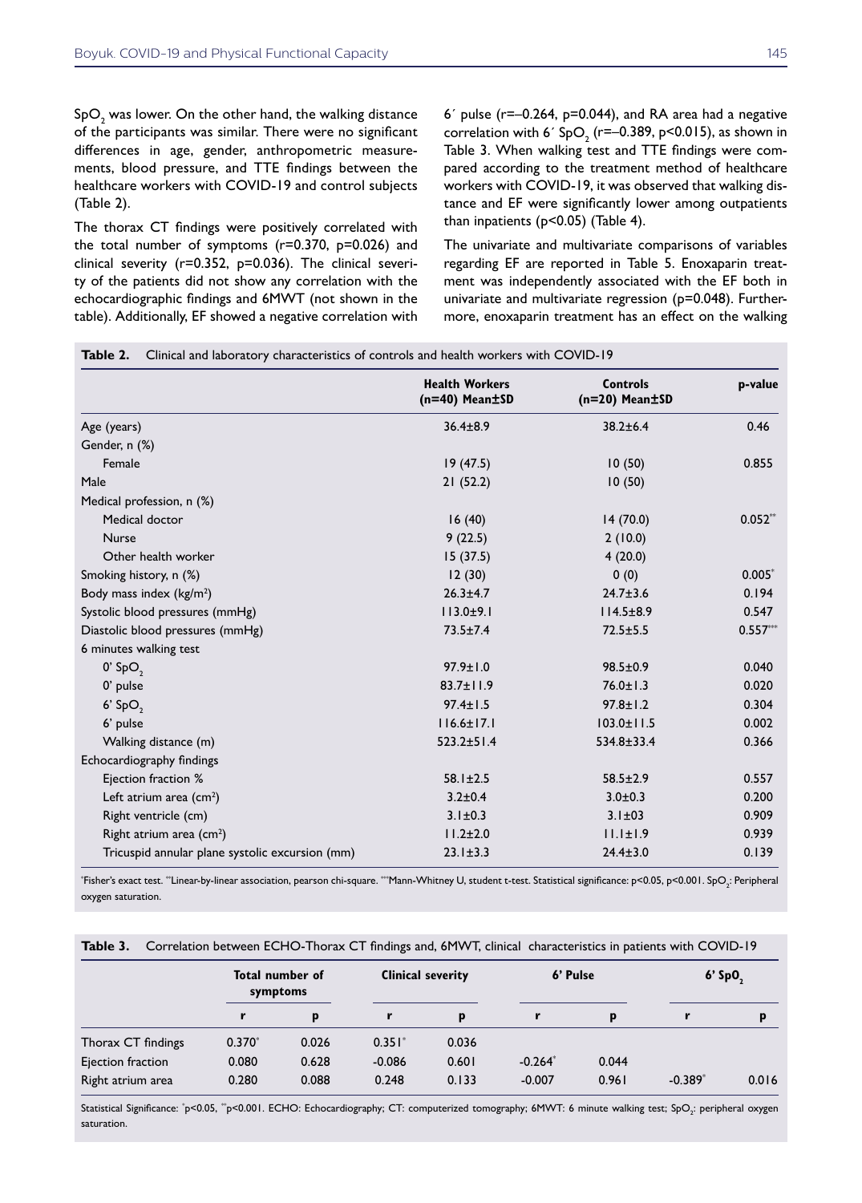$SpO_2$ was lower. On the other hand, the walking distance of the participants was similar. There were no significant differences in age, gender, anthropometric measurements, blood pressure, and TTE findings between the healthcare workers with COVID-19 and control subjects (Table 2).

The thorax CT findings were positively correlated with the total number of symptoms ($r=0.370$, $p=0.026$) and clinical severity ($r=0.352$, $p=0.036$). The clinical severity of the patients did not show any correlation with the echocardiographic findings and 6MWT (not shown in the table). Additionally, EF showed a negative correlation with 6´ pulse ($r=–0.264$, $p=0.044$), and RA area had a negative correlation with 6´ $SpO_2$ ($r=–0.389$, $p<0.015$), as shown in Table 3. When walking test and TTE findings were compared according to the treatment method of healthcare workers with COVID-19, it was observed that walking distance and EF were significantly lower among outpatients than inpatients ($p<0.05$) (Table 4).

The univariate and multivariate comparisons of variables regarding EF are reported in Table 5. Enoxaparin treatment was independently associated with the EF both in univariate and multivariate regression ($p=0.048$). Furthermore, enoxaparin treatment has an effect on the walking

**Table 2.** Clinical and laboratory characteristics of controls and health workers with COVID-19

| | Health Workers (n=40) Mean±SD | Controls (n=20) Mean±SD | p-value |
|---|---|---|---|
| Age (years) | 36.4±8.9 | 38.2±6.4 | 0.46 |
| Gender, n (%) | | | |
| Female | 19 (47.5) | 10 (50) | 0.855 |
| Male | 21 (52.2) | 10 (50) | |
| Medical profession, n (%) | | | |
| Medical doctor | 16 (40) | 14 (70.0) | 0.052** |
| Nurse | 9 (22.5) | 2 (10.0) | |
| Other health worker | 15 (37.5) | 4 (20.0) | |
| Smoking history, n (%) | 12 (30) | 0 (0) | 0.005* |
| Body mass index (kg/m²) | 26.3±4.7 | 24.7±3.6 | 0.194 |
| Systolic blood pressures (mmHg) | 113.0±9.1 | 114.5±8.9 | 0.547 |
| Diastolic blood pressures (mmHg) | 73.5±7.4 | 72.5±5.5 | 0.557*** |
| 6 minutes walking test | | | |
| 0' $SpO_2$ | 97.9±1.0 | 98.5±0.9 | 0.040 |
| 0' pulse | 83.7±11.9 | 76.0±1.3 | 0.020 |
| 6' $SpO_2$ | 97.4±1.5 | 97.8±1.2 | 0.304 |
| 6' pulse | 116.6±17.1 | 103.0±11.5 | 0.002 |
| Walking distance (m) | 523.2±51.4 | 534.8±33.4 | 0.366 |
| Echocardiography findings | | | |
| Ejection fraction % | 58.1±2.5 | 58.5±2.9 | 0.557 |
| Left atrium area (cm²) | 3.2±0.4 | 3.0±0.3 | 0.200 |
| Right ventricle (cm) | 3.1±0.3 | 3.1±03 | 0.909 |
| Right atrium area (cm²) | 11.2±2.0 | 11.1±1.9 | 0.939 |
| Tricuspid annular plane systolic excursion (mm) | 23.1±3.3 | 24.4±3.0 | 0.139 |

*Fisher's exact test. **Linear-by-linear association, pearson chi-square. ***Mann-Whitney U, student t-test. Statistical significance: $p<0.05$, $p<0.001$. $SpO_2$: Peripheral oxygen saturation.

**Table 3.** Correlation between ECHO-Thorax CT findings and, 6MWT, clinical characteristics in patients with COVID-19

| | Total number of symptoms | | Clinical severity | | 6' Pulse | | 6' $SpO_2$ | |
|---|---|---|---|---|---|---|---|---|
| | r | p | r | p | r | p | r | p |
| Thorax CT findings | 0.370* | 0.026 | 0.351* | 0.036 | | | | |
| Ejection fraction | 0.080 | 0.628 | -0.086 | 0.601 | -0.264* | 0.044 | | |
| Right atrium area | 0.280 | 0.088 | 0.248 | 0.133 | -0.007 | 0.961 | -0.389* | 0.016 |

Statistical Significance: *$p<0.05$, **$p<0.001$. ECHO: Echocardiography; CT: computerized tomography; 6MWT: 6 minute walking test; $SpO_2$: peripheral oxygen saturation.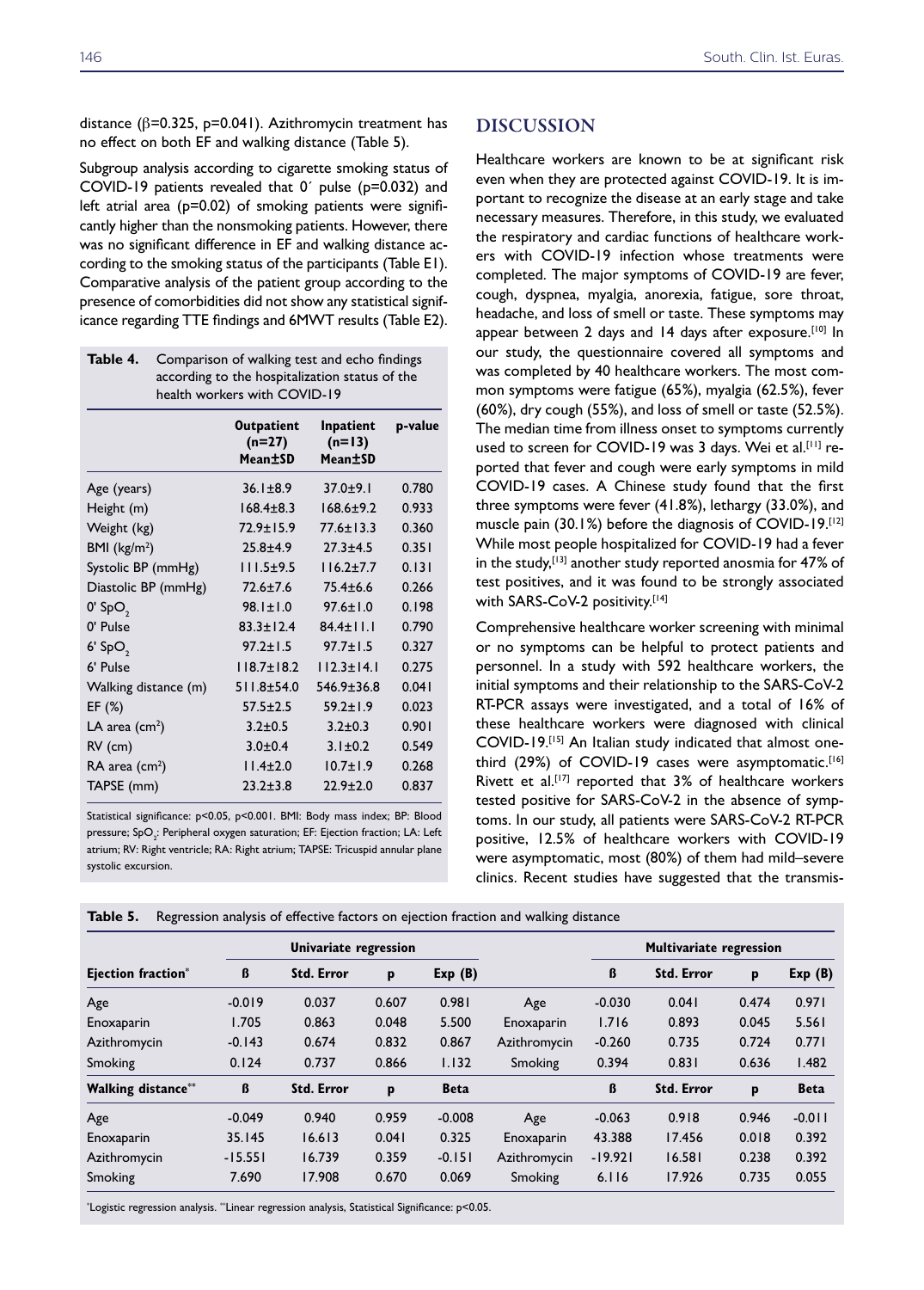distance (β=0.325, p=0.041). Azithromycin treatment has no effect on both EF and walking distance (Table 5).

Subgroup analysis according to cigarette smoking status of COVID-19 patients revealed that 0′ pulse (p=0.032) and left atrial area (p=0.02) of smoking patients were significantly higher than the nonsmoking patients. However, there was no significant difference in EF and walking distance according to the smoking status of the participants (Table E1). Comparative analysis of the patient group according to the presence of comorbidities did not show any statistical significance regarding TTE findings and 6MWT results (Table E2).

**Table 4.** Comparison of walking test and echo findings according to the hospitalization status of the health workers with COVID-19

| | Outpatient (n=27) Mean±SD | Inpatient (n=13) Mean±SD | p-value |
|---|---|---|---|
| Age (years) | 36.1±8.9 | 37.0±9.1 | 0.780 |
| Height (m) | 168.4±8.3 | 168.6±9.2 | 0.933 |
| Weight (kg) | 72.9±15.9 | 77.6±13.3 | 0.360 |
| BMI ($kg/m^2$) | 25.8±4.9 | 27.3±4.5 | 0.351 |
| Systolic BP (mmHg) | 111.5±9.5 | 116.2±7.7 | 0.131 |
| Diastolic BP (mmHg) | 72.6±7.6 | 75.4±6.6 | 0.266 |
| 0′ $SpO_2$ | 98.1±1.0 | 97.6±1.0 | 0.198 |
| 0′ Pulse | 83.3±12.4 | 84.4±11.1 | 0.790 |
| 6′ $SpO_2$ | 97.2±1.5 | 97.7±1.5 | 0.327 |
| 6′ Pulse | 118.7±18.2 | 112.3±14.1 | 0.275 |
| Walking distance (m) | 511.8±54.0 | 546.9±36.8 | 0.041 |
| EF (%) | 57.5±2.5 | 59.2±1.9 | 0.023 |
| LA area ($cm^2$) | 3.2±0.5 | 3.2±0.3 | 0.901 |
| RV (cm) | 3.0±0.4 | 3.1±0.2 | 0.549 |
| RA area ($cm^2$) | 11.4±2.0 | 10.7±1.9 | 0.268 |
| TAPSE (mm) | 23.2±3.8 | 22.9±2.0 | 0.837 |

Statistical significance: p<0.05, p<0.001. BMI: Body mass index; BP: Blood pressure; $SpO_2$: Peripheral oxygen saturation; EF: Ejection fraction; LA: Left atrium; RV: Right ventricle; RA: Right atrium; TAPSE: Tricuspid annular plane systolic excursion.

## DISCUSSION

Healthcare workers are known to be at significant risk even when they are protected against COVID-19. It is important to recognize the disease at an early stage and take necessary measures. Therefore, in this study, we evaluated the respiratory and cardiac functions of healthcare workers with COVID-19 infection whose treatments were completed. The major symptoms of COVID-19 are fever, cough, dyspnea, myalgia, anorexia, fatigue, sore throat, headache, and loss of smell or taste. These symptoms may appear between 2 days and 14 days after exposure.[10] In our study, the questionnaire covered all symptoms and was completed by 40 healthcare workers. The most common symptoms were fatigue (65%), myalgia (62.5%), fever (60%), dry cough (55%), and loss of smell or taste (52.5%). The median time from illness onset to symptoms currently used to screen for COVID-19 was 3 days. Wei et al.[11] reported that fever and cough were early symptoms in mild COVID-19 cases. A Chinese study found that the first three symptoms were fever (41.8%), lethargy (33.0%), and muscle pain (30.1%) before the diagnosis of COVID-19.[12] While most people hospitalized for COVID-19 had a fever in the study,[13] another study reported anosmia for 47% of test positives, and it was found to be strongly associated with SARS-CoV-2 positivity.[14]

Comprehensive healthcare worker screening with minimal or no symptoms can be helpful to protect patients and personnel. In a study with 592 healthcare workers, the initial symptoms and their relationship to the SARS-CoV-2 RT-PCR assays were investigated, and a total of 16% of these healthcare workers were diagnosed with clinical COVID-19.[15] An Italian study indicated that almost one-third (29%) of COVID-19 cases were asymptomatic.[16] Rivett et al.[17] reported that 3% of healthcare workers tested positive for SARS-CoV-2 in the absence of symptoms. In our study, all patients were SARS-CoV-2 RT-PCR positive, 12.5% of healthcare workers with COVID-19 were asymptomatic, most (80%) of them had mild–severe clinics. Recent studies have suggested that the transmis-

**Table 5.** Regression analysis of effective factors on ejection fraction and walking distance

| | Univariate regression | | | | | Multivariate regression | | | |
|---|---|---|---|---|---|---|---|---|---|
| **Ejection fraction*** | **ß** | **Std. Error** | **p** | **Exp (B)** | | **ß** | **Std. Error** | **p** | **Exp (B)** |
| Age | -0.019 | 0.037 | 0.607 | 0.981 | Age | -0.030 | 0.041 | 0.474 | 0.971 |
| Enoxaparin | 1.705 | 0.863 | 0.048 | 5.500 | Enoxaparin | 1.716 | 0.893 | 0.045 | 5.561 |
| Azithromycin | -0.143 | 0.674 | 0.832 | 0.867 | Azithromycin | -0.260 | 0.735 | 0.724 | 0.771 |
| Smoking | 0.124 | 0.737 | 0.866 | 1.132 | Smoking | 0.394 | 0.831 | 0.636 | 1.482 |
| **Walking distance**** | **ß** | **Std. Error** | **p** | **Beta** | | **ß** | **Std. Error** | **p** | **Beta** |
| Age | -0.049 | 0.940 | 0.959 | -0.008 | Age | -0.063 | 0.918 | 0.946 | -0.011 |
| Enoxaparin | 35.145 | 16.613 | 0.041 | 0.325 | Enoxaparin | 43.388 | 17.456 | 0.018 | 0.392 |
| Azithromycin | -15.551 | 16.739 | 0.359 | -0.151 | Azithromycin | -19.921 | 16.581 | 0.238 | 0.392 |
| Smoking | 7.690 | 17.908 | 0.670 | 0.069 | Smoking | 6.116 | 17.926 | 0.735 | 0.055 |

*Logistic regression analysis. **Linear regression analysis, Statistical Significance: p<0.05.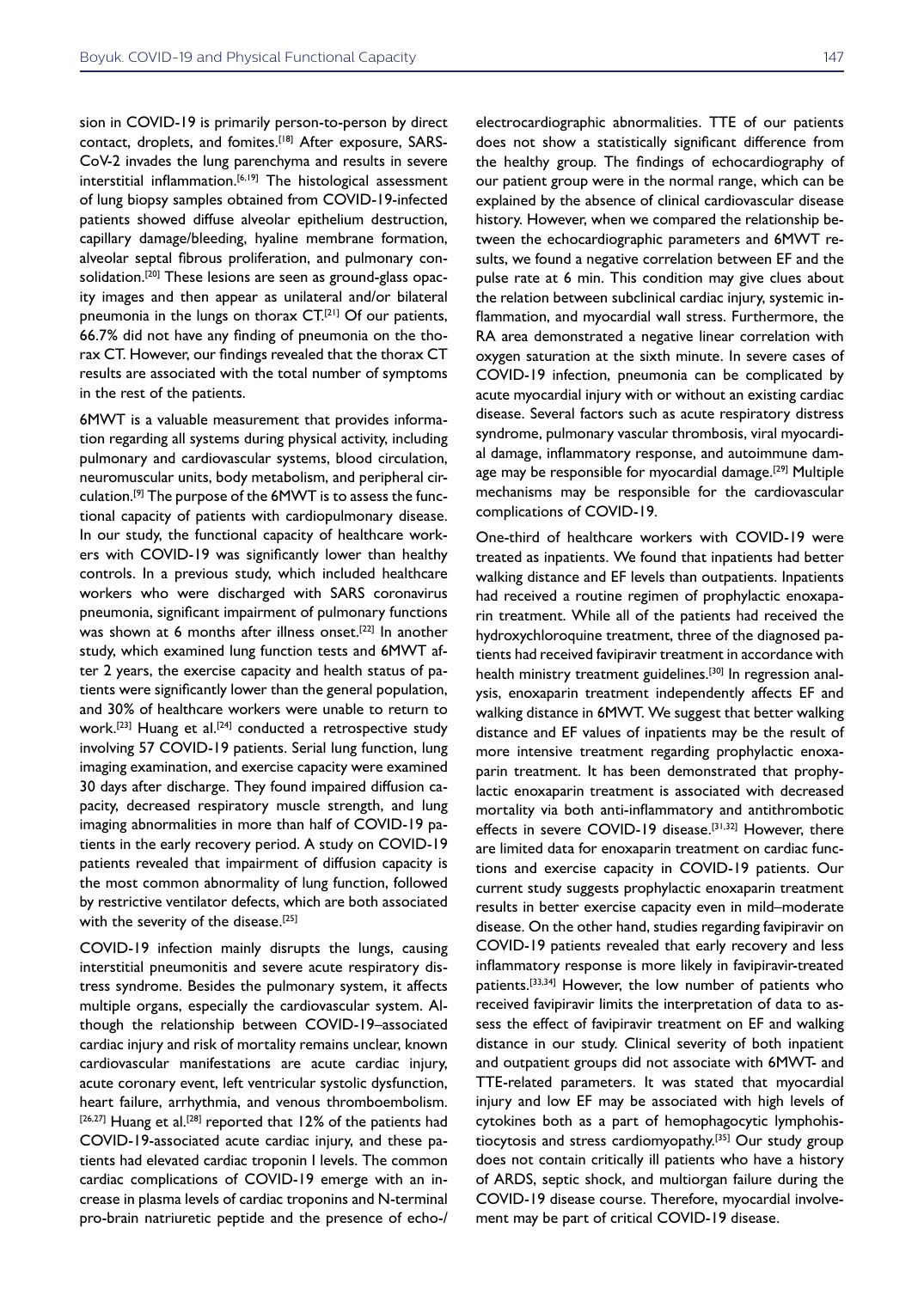sion in COVID-19 is primarily person-to-person by direct contact, droplets, and fomites.[18] After exposure, SARS-CoV-2 invades the lung parenchyma and results in severe interstitial inflammation.[6,19] The histological assessment of lung biopsy samples obtained from COVID-19-infected patients showed diffuse alveolar epithelium destruction, capillary damage/bleeding, hyaline membrane formation, alveolar septal fibrous proliferation, and pulmonary consolidation.[20] These lesions are seen as ground-glass opacity images and then appear as unilateral and/or bilateral pneumonia in the lungs on thorax CT.[21] Of our patients, 66.7% did not have any finding of pneumonia on the thorax CT. However, our findings revealed that the thorax CT results are associated with the total number of symptoms in the rest of the patients.

6MWT is a valuable measurement that provides information regarding all systems during physical activity, including pulmonary and cardiovascular systems, blood circulation, neuromuscular units, body metabolism, and peripheral circulation.[9] The purpose of the 6MWT is to assess the functional capacity of patients with cardiopulmonary disease. In our study, the functional capacity of healthcare workers with COVID-19 was significantly lower than healthy controls. In a previous study, which included healthcare workers who were discharged with SARS coronavirus pneumonia, significant impairment of pulmonary functions was shown at 6 months after illness onset.[22] In another study, which examined lung function tests and 6MWT after 2 years, the exercise capacity and health status of patients were significantly lower than the general population, and 30% of healthcare workers were unable to return to work.[23] Huang et al.[24] conducted a retrospective study involving 57 COVID-19 patients. Serial lung function, lung imaging examination, and exercise capacity were examined 30 days after discharge. They found impaired diffusion capacity, decreased respiratory muscle strength, and lung imaging abnormalities in more than half of COVID-19 patients in the early recovery period. A study on COVID-19 patients revealed that impairment of diffusion capacity is the most common abnormality of lung function, followed by restrictive ventilator defects, which are both associated with the severity of the disease.[25]

COVID-19 infection mainly disrupts the lungs, causing interstitial pneumonitis and severe acute respiratory distress syndrome. Besides the pulmonary system, it affects multiple organs, especially the cardiovascular system. Although the relationship between COVID-19–associated cardiac injury and risk of mortality remains unclear, known cardiovascular manifestations are acute cardiac injury, acute coronary event, left ventricular systolic dysfunction, heart failure, arrhythmia, and venous thromboembolism.[26,27] Huang et al.[28] reported that 12% of the patients had COVID-19-associated acute cardiac injury, and these patients had elevated cardiac troponin I levels. The common cardiac complications of COVID-19 emerge with an increase in plasma levels of cardiac troponins and N-terminal pro-brain natriuretic peptide and the presence of echo-/electrocardiographic abnormalities. TTE of our patients does not show a statistically significant difference from the healthy group. The findings of echocardiography of our patient group were in the normal range, which can be explained by the absence of clinical cardiovascular disease history. However, when we compared the relationship between the echocardiographic parameters and 6MWT results, we found a negative correlation between EF and the pulse rate at 6 min. This condition may give clues about the relation between subclinical cardiac injury, systemic inflammation, and myocardial wall stress. Furthermore, the RA area demonstrated a negative linear correlation with oxygen saturation at the sixth minute. In severe cases of COVID-19 infection, pneumonia can be complicated by acute myocardial injury with or without an existing cardiac disease. Several factors such as acute respiratory distress syndrome, pulmonary vascular thrombosis, viral myocardial damage, inflammatory response, and autoimmune damage may be responsible for myocardial damage.[29] Multiple mechanisms may be responsible for the cardiovascular complications of COVID-19.

One-third of healthcare workers with COVID-19 were treated as inpatients. We found that inpatients had better walking distance and EF levels than outpatients. Inpatients had received a routine regimen of prophylactic enoxaparin treatment. While all of the patients had received the hydroxychloroquine treatment, three of the diagnosed patients had received favipiravir treatment in accordance with health ministry treatment guidelines.[30] In regression analysis, enoxaparin treatment independently affects EF and walking distance in 6MWT. We suggest that better walking distance and EF values of inpatients may be the result of more intensive treatment regarding prophylactic enoxaparin treatment. It has been demonstrated that prophylactic enoxaparin treatment is associated with decreased mortality via both anti-inflammatory and antithrombotic effects in severe COVID-19 disease.[31,32] However, there are limited data for enoxaparin treatment on cardiac functions and exercise capacity in COVID-19 patients. Our current study suggests prophylactic enoxaparin treatment results in better exercise capacity even in mild–moderate disease. On the other hand, studies regarding favipiravir on COVID-19 patients revealed that early recovery and less inflammatory response is more likely in favipiravir-treated patients.[33,34] However, the low number of patients who received favipiravir limits the interpretation of data to assess the effect of favipiravir treatment on EF and walking distance in our study. Clinical severity of both inpatient and outpatient groups did not associate with 6MWT- and TTE-related parameters. It was stated that myocardial injury and low EF may be associated with high levels of cytokines both as a part of hemophagocytic lymphohistiocytosis and stress cardiomyopathy.[35] Our study group does not contain critically ill patients who have a history of ARDS, septic shock, and multiorgan failure during the COVID-19 disease course. Therefore, myocardial involvement may be part of critical COVID-19 disease.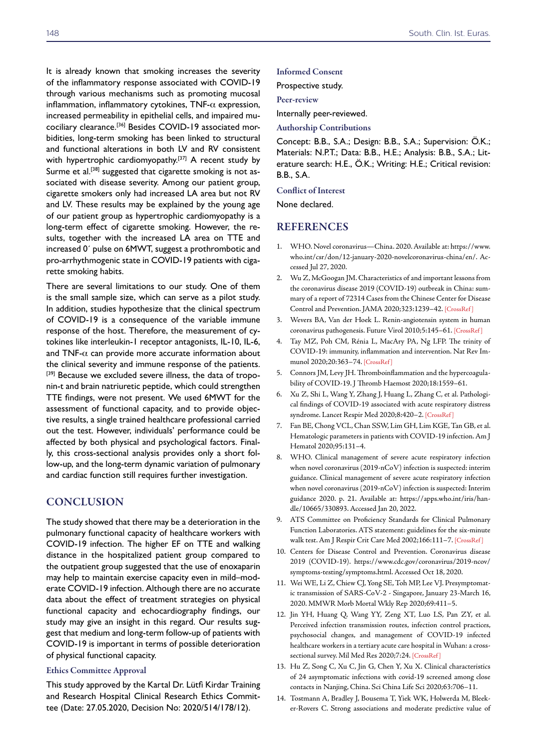It is already known that smoking increases the severity of the inflammatory response associated with COVID-19 through various mechanisms such as promoting mucosal inflammation, inflammatory cytokines, TNF-$\alpha$ expression, increased permeability in epithelial cells, and impaired mucociliary clearance.[36] Besides COVID-19 associated morbidities, long-term smoking has been linked to structural and functional alterations in both LV and RV consistent with hypertrophic cardiomyopathy.[37] A recent study by Surme et al.[38] suggested that cigarette smoking is not associated with disease severity. Among our patient group, cigarette smokers only had increased LA area but not RV and LV. These results may be explained by the young age of our patient group as hypertrophic cardiomyopathy is a long-term effect of cigarette smoking. However, the results, together with the increased LA area on TTE and increased 0´ pulse on 6MWT, suggest a prothrombotic and pro-arrhythmogenic state in COVID-19 patients with cigarette smoking habits.

There are several limitations to our study. One of them is the small sample size, which can serve as a pilot study. In addition, studies hypothesize that the clinical spectrum of COVID-19 is a consequence of the variable immune response of the host. Therefore, the measurement of cytokines like interleukin-1 receptor antagonists, IL-10, IL-6, and TNF-$\alpha$ can provide more accurate information about the clinical severity and immune response of the patients.[39] Because we excluded severe illness, the data of troponin-t and brain natriuretic peptide, which could strengthen TTE findings, were not present. We used 6MWT for the assessment of functional capacity, and to provide objective results, a single trained healthcare professional carried out the test. However, individuals' performance could be affected by both physical and psychological factors. Finally, this cross-sectional analysis provides only a short follow-up, and the long-term dynamic variation of pulmonary and cardiac function still requires further investigation.

## CONCLUSION

The study showed that there may be a deterioration in the pulmonary functional capacity of healthcare workers with COVID-19 infection. The higher EF on TTE and walking distance in the hospitalized patient group compared to the outpatient group suggested that the use of enoxaparin may help to maintain exercise capacity even in mild–moderate COVID-19 infection. Although there are no accurate data about the effect of treatment strategies on physical functional capacity and echocardiography findings, our study may give an insight in this regard. Our results suggest that medium and long-term follow-up of patients with COVID-19 is important in terms of possible deterioration of physical functional capacity.

### Ethics Committee Approval

This study approved by the Kartal Dr. Lütfi Kirdar Training and Research Hospital Clinical Research Ethics Committee (Date: 27.05.2020, Decision No: 2020/514/178/12).

### Informed Consent

Prospective study.

### Peer-review

Internally peer-reviewed.

### Authorship Contributions

Concept: B.B., S.A.; Design: B.B., S.A.; Supervision: Ö.K.; Materials: N.P.T.; Data: B.B., H.E.; Analysis: B.B., S.A.; Literature search: H.E., Ö.K.; Writing: H.E.; Critical revision: B.B., S.A.

### Conflict of Interest

None declared.

## REFERENCES

1. WHO. Novel coronavirus—China. 2020. Available at: https://www.who.int/csr/don/12-january-2020-novelcoronavirus-china/en/. Accessed Jul 27, 2020.
2. Wu Z, McGoogan JM. Characteristics of and important lessons from the coronavirus disease 2019 (COVID-19) outbreak in China: summary of a report of 72314 Cases from the Chinese Center for Disease Control and Prevention. JAMA 2020;323:1239–42. [CrossRef]
3. Wevers BA, Van der Hoek L. Renin-angiotensin system in human coronavirus pathogenesis. Future Virol 2010;5:145–61. [CrossRef]
4. Tay MZ, Poh CM, Rénia L, MacAry PA, Ng LFP. The trinity of COVID-19: immunity, inflammation and intervention. Nat Rev Immunol 2020;20:363–74. [CrossRef]
5. Connors JM, Levy JH. Thromboinflammation and the hypercoagulability of COVID-19. J Thromb Haemost 2020;18:1559–61.
6. Xu Z, Shi L, Wang Y, Zhang J, Huang L, Zhang C, et al. Pathological findings of COVID-19 associated with acute respiratory distress syndrome. Lancet Respir Med 2020;8:420–2. [CrossRef]
7. Fan BE, Chong VCL, Chan SSW, Lim GH, Lim KGE, Tan GB, et al. Hematologic parameters in patients with COVID-19 infection. Am J Hematol 2020;95:131–4.
8. WHO. Clinical management of severe acute respiratory infection when novel coronavirus (2019-nCoV) infection is suspected: interim guidance. Clinical management of severe acute respiratory infection when novel coronavirus (2019-nCoV) infection is suspected: Interim guidance 2020. p. 21. Available at: https://apps.who.int/iris/handle/10665/330893. Accessed Jan 20, 2022.
9. ATS Committee on Proficiency Standards for Clinical Pulmonary Function Laboratories. ATS statement: guidelines for the six-minute walk test. Am J Respir Crit Care Med 2002;166:111–7. [CrossRef]
10. Centers for Disease Control and Prevention. Coronavirus disease 2019 (COVID-19). https://www.cdc.gov/coronavirus/2019-ncov/symptoms-testing/symptoms.html. Accessed Oct 18, 2020.
11. Wei WE, Li Z, Chiew CJ, Yong SE, Toh MP, Lee VJ. Presymptomatic transmission of SARS-CoV-2 - Singapore, January 23-March 16, 2020. MMWR Morb Mortal Wkly Rep 2020;69:411–5.
12. Jin YH, Huang Q, Wang YY, Zeng XT, Luo LS, Pan ZY, et al. Perceived infection transmission routes, infection control practices, psychosocial changes, and management of COVID-19 infected healthcare workers in a tertiary acute care hospital in Wuhan: a cross-sectional survey. Mil Med Res 2020;7:24. [CrossRef]
13. Hu Z, Song C, Xu C, Jin G, Chen Y, Xu X. Clinical characteristics of 24 asymptomatic infections with covid-19 screened among close contacts in Nanjing, China. Sci China Life Sci 2020;63:706–11.
14. Tostmann A, Bradley J, Bousema T, Yiek WK, Holwerda M, Bleeker-Rovers C. Strong associations and moderate predictive value of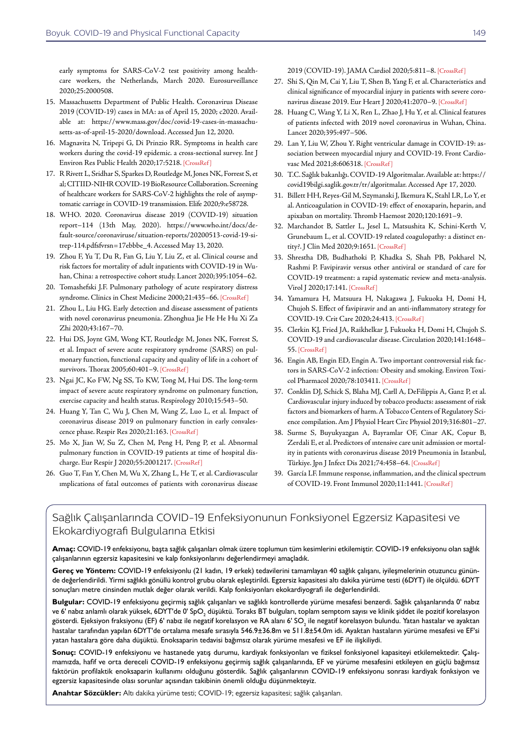early symptoms for SARS-CoV-2 test positivity among healthcare workers, the Netherlands, March 2020. Eurosurveillance 2020;25:2000508.

15. Massachusetts Department of Public Health. Coronavirus Disease 2019 (COVID-19) cases in MA: as of April 15, 2020; c2020. Available at: https://www.mass.gov/doc/covid-19-cases-in-massachusetts-as-of-april-15-2020/download. Accessed Jun 12, 2020.
16. Magnavita N, Tripepi G, Di Prinzio RR. Symptoms in health care workers during the covid-19 epidemic. a cross-sectional survey. Int J Environ Res Public Health 2020;17:5218. [CrossRef]
17. R Rivett L, Sridhar S, Sparkes D, Routledge M, Jones NK, Forrest S, et al; CITIID-NIHR COVID-19 BioResource Collaboration. Screening of healthcare workers for SARS-CoV-2 highlights the role of asymptomatic carriage in COVID-19 transmission. Elife 2020;9:e58728.
18. WHO. 2020. Coronavirus disease 2019 (COVID-19) situation report–114 (13th May, 2020). https://www.who.int/docs/default-source/coronaviruse/situation-reports/20200513-covid-19-sitrep-114.pdfsfvrsn=17ebbbe_4. Accessed May 13, 2020.
19. Zhou F, Yu T, Du R, Fan G, Liu Y, Liu Z, et al. Clinical course and risk factors for mortality of adult inpatients with COVID-19 in Wuhan, China: a retrospective cohort study. Lancet 2020;395:1054–62.
20. Tomashefski J.F. Pulmonary pathology of acute respiratory distress syndrome. Clinics in Chest Medicine 2000;21:435–66. [CrossRef]
21. Zhou L, Liu HG. Early detection and disease assessment of patients with novel coronavirus pneumonia. Zhonghua Jie He He Hu Xi Za Zhi 2020;43:167–70.
22. Hui DS, Joynt GM, Wong KT, Routledge M, Jones NK, Forrest S, et al. Impact of severe acute respiratory syndrome (SARS) on pulmonary function, functional capacity and quality of life in a cohort of survivors. Thorax 2005;60:401–9. [CrossRef]
23. Ngai JC, Ko FW, Ng SS, To KW, Tong M, Hui DS. The long-term impact of severe acute respiratory syndrome on pulmonary function, exercise capacity and health status. Respirology 2010;15:543–50.
24. Huang Y, Tan C, Wu J, Chen M, Wang Z, Luo L, et al. Impact of coronavirus disease 2019 on pulmonary function in early convalescence phase. Respir Res 2020;21:163. [CrossRef]
25. Mo X, Jian W, Su Z, Chen M, Peng H, Peng P, et al. Abnormal pulmonary function in COVID-19 patients at time of hospital discharge. Eur Respir J 2020;55:2001217. [CrossRef]
26. Guo T, Fan Y, Chen M, Wu X, Zhang L, He T, et al. Cardiovascular ımplications of fatal outcomes of patients with coronavirus disease 2019 (COVID-19). JAMA Cardiol 2020;5:811–8. [CrossRef]
27. Shi S, Qin M, Cai Y, Liu T, Shen B, Yang F, et al. Characteristics and clinical significance of myocardial injury in patients with severe coronavirus disease 2019. Eur Heart J 2020;41:2070–9. [CrossRef]
28. Huang C, Wang Y, Li X, Ren L, Zhao J, Hu Y, et al. Clinical features of patients infected with 2019 novel coronavirus in Wuhan, China. Lancet 2020;395:497–506.
29. Lan Y, Liu W, Zhou Y. Right ventricular damage in COVID-19: association between myocardial ınjury and COVID-19. Front Cardiovasc Med 2021;8:606318. [CrossRef]
30. T.C. Sağlık bakanlığı. COVID-19 Algoritmalar. Available at: https://covid19bilgi.saglik.gov.tr/tr/algoritmalar. Accessed Apr 17, 2020.
31. Billett HH, Reyes-Gil M, Szymanski J, Ikemura K, Stahl LR, Lo Y, et al. Anticoagulation in COVID-19: effect of enoxaparin, heparin, and apixaban on mortality. Thromb Haemost 2020;120:1691–9.
32. Marchandot B, Sattler L, Jesel L, Matsushita K, Schini-Kerth V, Grunebaum L, et al. COVID-19 related coagulopathy: a distinct entity?. J Clin Med 2020;9:1651. [CrossRef]
33. Shrestha DB, Budhathoki P, Khadka S, Shah PB, Pokharel N, Rashmi P. Favipiravir versus other antiviral or standard of care for COVID-19 treatment: a rapid systematic review and meta-analysis. Virol J 2020;17:141. [CrossRef]
34. Yamamura H, Matsuura H, Nakagawa J, Fukuoka H, Domi H, Chujoh S. Effect of favipiravir and an anti-inflammatory strategy for COVID-19. Crit Care 2020;24:413. [CrossRef]
35. Clerkin KJ, Fried JA, Raikhelkar J, Fukuoka H, Domi H, Chujoh S. COVID-19 and cardiovascular disease. Circulation 2020;141:1648–55. [CrossRef]
36. Engin AB, Engin ED, Engin A. Two important controversial risk factors in SARS-CoV-2 infection: Obesity and smoking. Environ Toxicol Pharmacol 2020;78:103411. [CrossRef]
37. Conklin DJ, Schick S, Blaha MJ, Carll A, DeFilippis A, Ganz P, et al. Cardiovascular injury induced by tobacco products: assessment of risk factors and biomarkers of harm. A Tobacco Centers of Regulatory Science compilation. Am J Physiol Heart Circ Physiol 2019;316:801–27.
38. Surme S, Buyukyazgan A, Bayramlar OF, Cinar AK, Copur B, Zerdali E, et al. Predictors of ıntensive care unit admission or mortality in patients with coronavirus disease 2019 Pneumonia in Istanbul, Türkiye. Jpn J Infect Dis 2021;74:458–64. [CrossRef]
39. García LF. Immune response, inflammation, and the clinical spectrum of COVID-19. Front Immunol 2020;11:1441. [CrossRef]

## Sağlık Çalışanlarında COVID-19 Enfeksiyonunun Fonksiyonel Egzersiz Kapasitesi ve Ekokardiyografi Bulgularına Etkisi

**Amaç:** COVID-19 enfeksiyonu, başta sağlık çalışanları olmak üzere toplumun tüm kesimlerini etkilemiştir. COVID-19 enfeksiyonu olan sağlık çalışanlarının egzersiz kapasitesini ve kalp fonksiyonlarını değerlendirmeyi amaçladık.

**Gereç ve Yöntem:** COVID-19 enfeksiyonlu (21 kadın, 19 erkek) tedavilerini tamamlayan 40 sağlık çalışanı, iyileşmelerinin otuzuncu gününde değerlendirildi. Yirmi sağlıklı gönüllü kontrol grubu olarak eşleştirildi. Egzersiz kapasitesi altı dakika yürüme testi (6DYT) ile ölçüldü. 6DYT sonuçları metre cinsinden mutlak değer olarak verildi. Kalp fonksiyonları ekokardiyografi ile değerlendirildi.

**Bulgular:** COVID-19 enfeksiyonu geçirmiş sağlık çalışanları ve sağlıklı kontrollerde yürüme mesafesi benzerdi. Sağlık çalışanlarında 0' nabız ve 6' nabız anlamlı olarak yüksek, 6DYT'de 0' $SpO_2$ düşüktü. Toraks BT bulguları, toplam semptom sayısı ve klinik şiddet ile pozitif korelasyon gösterdi. Ejeksiyon fraksiyonu (EF) 6' nabız ile negatif korelasyon ve RA alanı 6' $SO_2$ ile negatif korelasyon bulundu. Yatan hastalar ve ayaktan hastalar tarafından yapılan 6DYT'de ortalama mesafe sırasıyla 546.9±36.8m ve 511.8±54.0m idi. Ayaktan hastaların yürüme mesafesi ve EF'si yatan hastalara göre daha düşüktü. Enoksaparin tedavisi bağımsız olarak yürüme mesafesi ve EF ile ilişkiliydi.

**Sonuç:** COVID-19 enfeksiyonu ve hastanede yatış durumu, kardiyak fonksiyonları ve fiziksel fonksiyonel kapasiteyi etkilemektedir. Çalışmamızda, hafif ve orta dereceli COVID-19 enfeksiyonu geçirmiş sağlık çalışanlarında, EF ve yürüme mesafesini etkileyen en güçlü bağımsız faktörün profilaktik enoksaparin kullanımı olduğunu gösterdik. Sağlık çalışanlarının COVID-19 enfeksiyonu sonrası kardiyak fonksiyon ve egzersiz kapasitesinde olası sorunlar açısından takibinin önemli olduğu düşünmekteyiz.

**Anahtar Sözcükler:** Altı dakika yürüme testi; COVID-19; egzersiz kapasitesi; sağlık çalışanları.